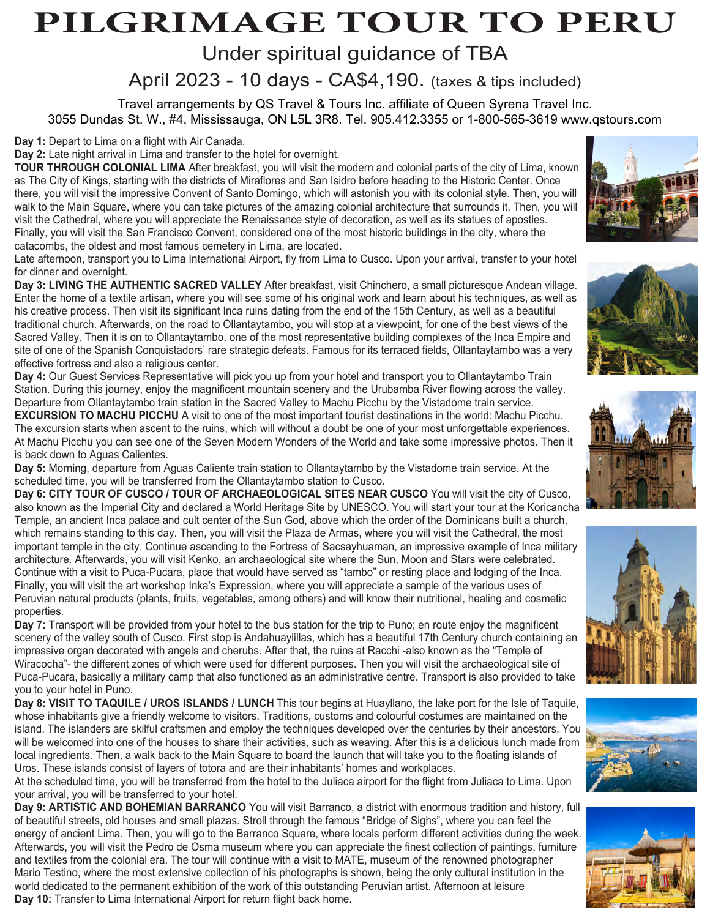# PILGRIMAGE TOUR TO PERU

Under spiritual guidance of TBA

April 2023 - 10 days - CA$4,190. (taxes & tips included)

Travel arrangements by QS Travel & Tours Inc. affiliate of Queen Syrena Travel Inc.
3055 Dundas St. W., #4, Mississauga, ON L5L 3R8. Tel. 905.412.3355 or 1-800-565-3619 www.qstours.com

**Day 1:** Depart to Lima on a flight with Air Canada.

**Day 2:** Late night arrival in Lima and transfer to the hotel for overnight.

**TOUR THROUGH COLONIAL LIMA** After breakfast, you will visit the modern and colonial parts of the city of Lima, known as The City of Kings, starting with the districts of Miraflores and San Isidro before heading to the Historic Center. Once there, you will visit the impressive Convent of Santo Domingo, which will astonish you with its colonial style. Then, you will walk to the Main Square, where you can take pictures of the amazing colonial architecture that surrounds it. Then, you will visit the Cathedral, where you will appreciate the Renaissance style of decoration, as well as its statues of apostles. Finally, you will visit the San Francisco Convent, considered one of the most historic buildings in the city, where the catacombs, the oldest and most famous cemetery in Lima, are located.

Late afternoon, transport you to Lima International Airport, fly from Lima to Cusco. Upon your arrival, transfer to your hotel for dinner and overnight.

**Day 3: LIVING THE AUTHENTIC SACRED VALLEY** After breakfast, visit Chinchero, a small picturesque Andean village. Enter the home of a textile artisan, where you will see some of his original work and learn about his techniques, as well as his creative process. Then visit its significant Inca ruins dating from the end of the 15th Century, as well as a beautiful traditional church. Afterwards, on the road to Ollantaytambo, you will stop at a viewpoint, for one of the best views of the Sacred Valley. Then it is on to Ollantaytambo, one of the most representative building complexes of the Inca Empire and site of one of the Spanish Conquistadors' rare strategic defeats. Famous for its terraced fields, Ollantaytambo was a very effective fortress and also a religious center.

**Day 4:** Our Guest Services Representative will pick you up from your hotel and transport you to Ollantaytambo Train Station. During this journey, enjoy the magnificent mountain scenery and the Urubamba River flowing across the valley. Departure from Ollantaytambo train station in the Sacred Valley to Machu Picchu by the Vistadome train service.

**EXCURSION TO MACHU PICCHU** A visit to one of the most important tourist destinations in the world: Machu Picchu. The excursion starts when ascent to the ruins, which will without a doubt be one of your most unforgettable experiences. At Machu Picchu you can see one of the Seven Modern Wonders of the World and take some impressive photos. Then it is back down to Aguas Calientes.

**Day 5:** Morning, departure from Aguas Caliente train station to Ollantaytambo by the Vistadome train service. At the scheduled time, you will be transferred from the Ollantaytambo station to Cusco.

**Day 6: CITY TOUR OF CUSCO / TOUR OF ARCHAEOLOGICAL SITES NEAR CUSCO** You will visit the city of Cusco, also known as the Imperial City and declared a World Heritage Site by UNESCO. You will start your tour at the Koricancha Temple, an ancient Inca palace and cult center of the Sun God, above which the order of the Dominicans built a church, which remains standing to this day. Then, you will visit the Plaza de Armas, where you will visit the Cathedral, the most important temple in the city. Continue ascending to the Fortress of Sacsayhuaman, an impressive example of Inca military architecture. Afterwards, you will visit Kenko, an archaeological site where the Sun, Moon and Stars were celebrated. Continue with a visit to Puca-Pucara, place that would have served as "tambo" or resting place and lodging of the Inca. Finally, you will visit the art workshop Inka's Expression, where you will appreciate a sample of the various uses of Peruvian natural products (plants, fruits, vegetables, among others) and will know their nutritional, healing and cosmetic properties.

**Day 7:** Transport will be provided from your hotel to the bus station for the trip to Puno; en route enjoy the magnificent scenery of the valley south of Cusco. First stop is Andahuaylillas, which has a beautiful 17th Century church containing an impressive organ decorated with angels and cherubs. After that, the ruins at Racchi -also known as the "Temple of Wiracocha"- the different zones of which were used for different purposes. Then you will visit the archaeological site of Puca-Pucara, basically a military camp that also functioned as an administrative centre. Transport is also provided to take you to your hotel in Puno.

**Day 8: VISIT TO TAQUILE / UROS ISLANDS / LUNCH** This tour begins at Huayllano, the lake port for the Isle of Taquile, whose inhabitants give a friendly welcome to visitors. Traditions, customs and colourful costumes are maintained on the island. The islanders are skilful craftsmen and employ the techniques developed over the centuries by their ancestors. You will be welcomed into one of the houses to share their activities, such as weaving. After this is a delicious lunch made from local ingredients. Then, a walk back to the Main Square to board the launch that will take you to the floating islands of Uros. These islands consist of layers of totora and are their inhabitants' homes and workplaces.

At the scheduled time, you will be transferred from the hotel to the Juliaca airport for the flight from Juliaca to Lima. Upon your arrival, you will be transferred to your hotel.

**Day 9: ARTISTIC AND BOHEMIAN BARRANCO** You will visit Barranco, a district with enormous tradition and history, full of beautiful streets, old houses and small plazas. Stroll through the famous "Bridge of Sighs", where you can feel the energy of ancient Lima. Then, you will go to the Barranco Square, where locals perform different activities during the week. Afterwards, you will visit the Pedro de Osma museum where you can appreciate the finest collection of paintings, furniture and textiles from the colonial era. The tour will continue with a visit to MATE, museum of the renowned photographer Mario Testino, where the most extensive collection of his photographs is shown, being the only cultural institution in the world dedicated to the permanent exhibition of the work of this outstanding Peruvian artist. Afternoon at leisure

**Day 10:** Transfer to Lima International Airport for return flight back home.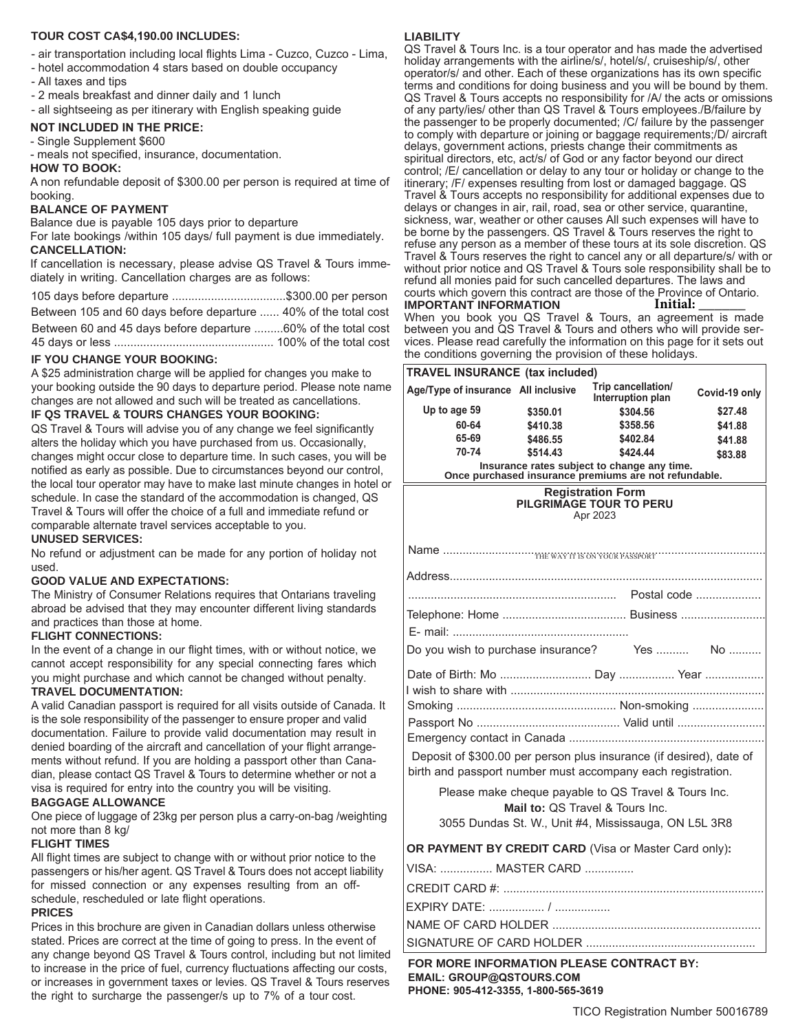## TOUR COST CA$4,190.00 INCLUDES:

- air transportation including local flights Lima - Cuzco, Cuzco - Lima,
- hotel accommodation 4 stars based on double occupancy
- All taxes and tips
- 2 meals breakfast and dinner daily and 1 lunch
- all sightseeing as per itinerary with English speaking guide

## NOT INCLUDED IN THE PRICE:

- Single Supplement $600
- meals not specified, insurance, documentation.

## HOW TO BOOK:

A non refundable deposit of $300.00 per person is required at time of booking.

## BALANCE OF PAYMENT

Balance due is payable 105 days prior to departure

For late bookings /within 105 days/ full payment is due immediately.

## CANCELLATION:

If cancellation is necessary, please advise QS Travel & Tours immediately in writing. Cancellation charges are as follows:

105 days before departure ...................................$300.00 per person
Between 105 and 60 days before departure ...... 40% of the total cost
Between 60 and 45 days before departure .........60% of the total cost
45 days or less ................................................. 100% of the total cost

## IF YOU CHANGE YOUR BOOKING:

A $25 administration charge will be applied for changes you make to your booking outside the 90 days to departure period. Please note name changes are not allowed and such will be treated as cancellations.

## IF QS TRAVEL & TOURS CHANGES YOUR BOOKING:

QS Travel & Tours will advise you of any change we feel significantly alters the holiday which you have purchased from us. Occasionally, changes might occur close to departure time. In such cases, you will be notified as early as possible. Due to circumstances beyond our control, the local tour operator may have to make last minute changes in hotel or schedule. In case the standard of the accommodation is changed, QS Travel & Tours will offer the choice of a full and immediate refund or comparable alternate travel services acceptable to you.

## UNUSED SERVICES:

No refund or adjustment can be made for any portion of holiday not used.

## GOOD VALUE AND EXPECTATIONS:

The Ministry of Consumer Relations requires that Ontarians traveling abroad be advised that they may encounter different living standards and practices than those at home.

## FLIGHT CONNECTIONS:

In the event of a change in our flight times, with or without notice, we cannot accept responsibility for any special connecting fares which you might purchase and which cannot be changed without penalty.

## TRAVEL DOCUMENTATION:

A valid Canadian passport is required for all visits outside of Canada. It is the sole responsibility of the passenger to ensure proper and valid documentation. Failure to provide valid documentation may result in denied boarding of the aircraft and cancellation of your flight arrangements without refund. If you are holding a passport other than Canadian, please contact QS Travel & Tours to determine whether or not a visa is required for entry into the country you will be visiting.

## BAGGAGE ALLOWANCE

One piece of luggage of 23kg per person plus a carry-on-bag /weighting not more than 8 kg/

## FLIGHT TIMES

All flight times are subject to change with or without prior notice to the passengers or his/her agent. QS Travel & Tours does not accept liability for missed connection or any expenses resulting from an off-schedule, rescheduled or late flight operations.

## PRICES

Prices in this brochure are given in Canadian dollars unless otherwise stated. Prices are correct at the time of going to press. In the event of any change beyond QS Travel & Tours control, including but not limited to increase in the price of fuel, currency fluctuations affecting our costs, or increases in government taxes or levies. QS Travel & Tours reserves the right to surcharge the passenger/s up to 7% of a tour cost.

## LIABILITY

QS Travel & Tours Inc. is a tour operator and has made the advertised holiday arrangements with the airline/s/, hotel/s/, cruiseship/s/, other operator/s/ and other. Each of these organizations has its own specific terms and conditions for doing business and you will be bound by them. QS Travel & Tours accepts no responsibility for /A/ the acts or omissions of any party/ies/ other than QS Travel & Tours employees./B/failure by the passenger to be properly documented; /C/ failure by the passenger to comply with departure or joining or baggage requirements;/D/ aircraft delays, government actions, priests change their commitments as spiritual directors, etc, act/s/ of God or any factor beyond our direct control; /E/ cancellation or delay to any tour or holiday or change to the itinerary; /F/ expenses resulting from lost or damaged baggage. QS Travel & Tours accepts no responsibility for additional expenses due to delays or changes in air, rail, road, sea or other service, quarantine, sickness, war, weather or other causes All such expenses will have to be borne by the passengers. QS Travel & Tours reserves the right to refuse any person as a member of these tours at its sole discretion. QS Travel & Tours reserves the right to cancel any or all departure/s/ with or without prior notice and QS Travel & Tours sole responsibility shall be to refund all monies paid for such cancelled departures. The laws and courts which govern this contract are those of the Province of Ontario.

## IMPORTANT INFORMATION

Initial: _______

When you book you QS Travel & Tours, an agreement is made between you and QS Travel & Tours and others who will provide services. Please read carefully the information on this page for it sets out the conditions governing the provision of these holidays.

**TRAVEL INSURANCE (tax included)**

| Age/Type of insurance | All inclusive | Trip cancellation/ Interruption plan | Covid-19 only |
|---|---|---|---|
| Up to age 59 | $350.01 | $304.56 | $27.48 |
| 60-64 | $410.38 | $358.56 | $41.88 |
| 65-69 | $486.55 | $402.84 | $41.88 |
| 70-74 | $514.43 | $424.44 | $83.88 |

**Insurance rates subject to change any time. Once purchased insurance premiums are not refundable.**

**Registration Form**
**PILGRIMAGE TOUR TO PERU**
Apr 2023

Name ............................................................................................
THE WAY IT IS ON YOUR PASSPORT

Address..............................................................................................

............................................................... Postal code ....................

Telephone: Home ...................................... Business ..........................

E- mail: ......................................................

Do you wish to purchase insurance? Yes .......... No ..........

Date of Birth: Mo ............................ Day ................. Year ..................

I wish to share with ..............................................................................

Smoking ................................................ Non-smoking ......................

Passport No ............................................ Valid until ...........................

Emergency contact in Canada ............................................................

Deposit of $300.00 per person plus insurance (if desired), date of birth and passport number must accompany each registration.

Please make cheque payable to QS Travel & Tours Inc.
**Mail to:** QS Travel & Tours Inc.
3055 Dundas St. W., Unit #4, Mississauga, ON L5L 3R8

**OR PAYMENT BY CREDIT CARD** (Visa or Master Card only)**:**

VISA: ................ MASTER CARD ...............

CREDIT CARD #: ..................................................................................

EXPIRY DATE: ................. / .................

NAME OF CARD HOLDER ...............................................................

SIGNATURE OF CARD HOLDER ....................................................

**FOR MORE INFORMATION PLEASE CONTRACT BY:**
**EMAIL: GROUP@QSTOURS.COM**
**PHONE: 905-412-3355, 1-800-565-3619**

TICO Registration Number 50016789